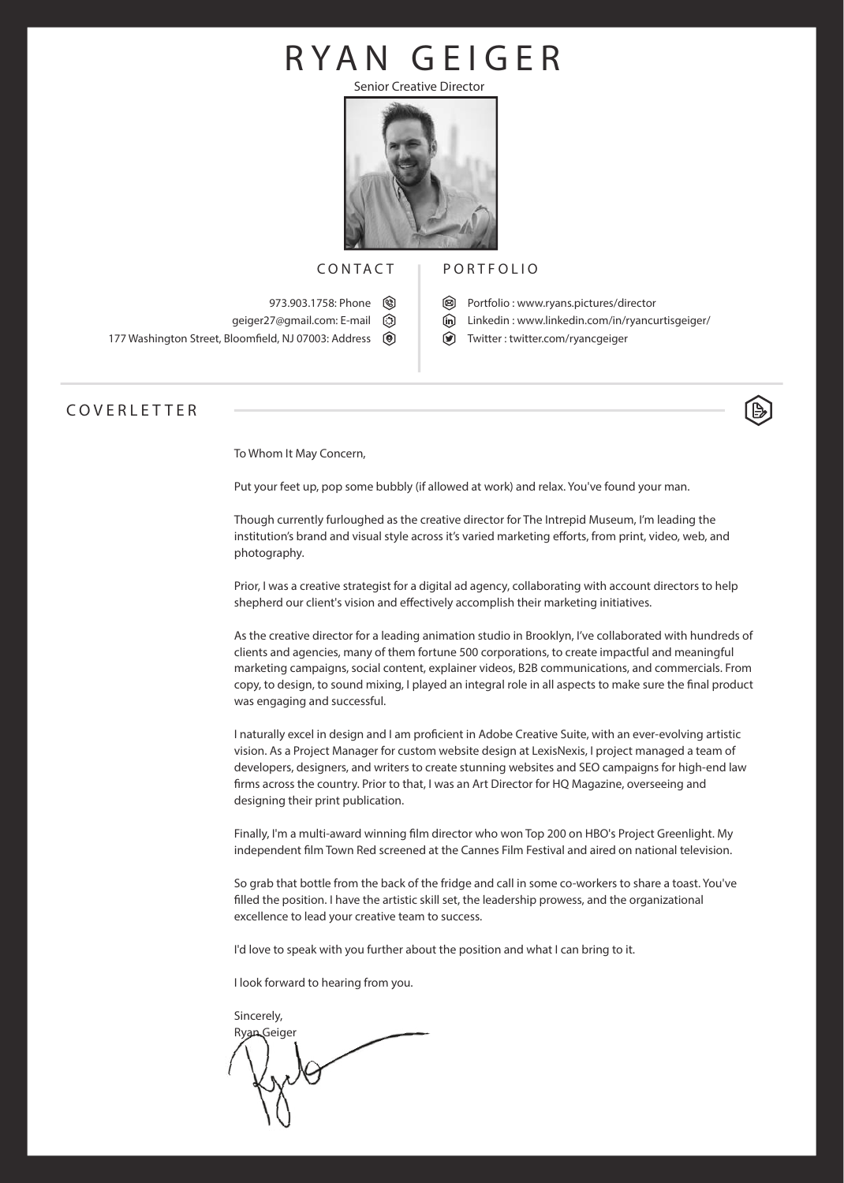# RYAN GEIGER

Senior Creative Director

## CONTACT

973.903.1758: Phone
geiger27@gmail.com: E-mail
177 Washington Street, Bloomfield, NJ 07003: Address

## PORTFOLIO

Portfolio : www.ryans.pictures/director
Linkedin : www.linkedin.com/in/ryancurtisgeiger/
Twitter : twitter.com/ryancgeiger

## COVERLETTER

To Whom It May Concern,

Put your feet up, pop some bubbly (if allowed at work) and relax. You've found your man.

Though currently furloughed as the creative director for The Intrepid Museum, I'm leading the institution's brand and visual style across it's varied marketing efforts, from print, video, web, and photography.

Prior, I was a creative strategist for a digital ad agency, collaborating with account directors to help shepherd our client's vision and effectively accomplish their marketing initiatives.

As the creative director for a leading animation studio in Brooklyn, I've collaborated with hundreds of clients and agencies, many of them fortune 500 corporations, to create impactful and meaningful marketing campaigns, social content, explainer videos, B2B communications, and commercials. From copy, to design, to sound mixing, I played an integral role in all aspects to make sure the final product was engaging and successful.

I naturally excel in design and I am proficient in Adobe Creative Suite, with an ever-evolving artistic vision. As a Project Manager for custom website design at LexisNexis, I project managed a team of developers, designers, and writers to create stunning websites and SEO campaigns for high-end law firms across the country. Prior to that, I was an Art Director for HQ Magazine, overseeing and designing their print publication.

Finally, I'm a multi-award winning film director who won Top 200 on HBO's Project Greenlight. My independent film Town Red screened at the Cannes Film Festival and aired on national television.

So grab that bottle from the back of the fridge and call in some co-workers to share a toast. You've filled the position. I have the artistic skill set, the leadership prowess, and the organizational excellence to lead your creative team to success.

I'd love to speak with you further about the position and what I can bring to it.

I look forward to hearing from you.

Sincerely,
Ryan Geiger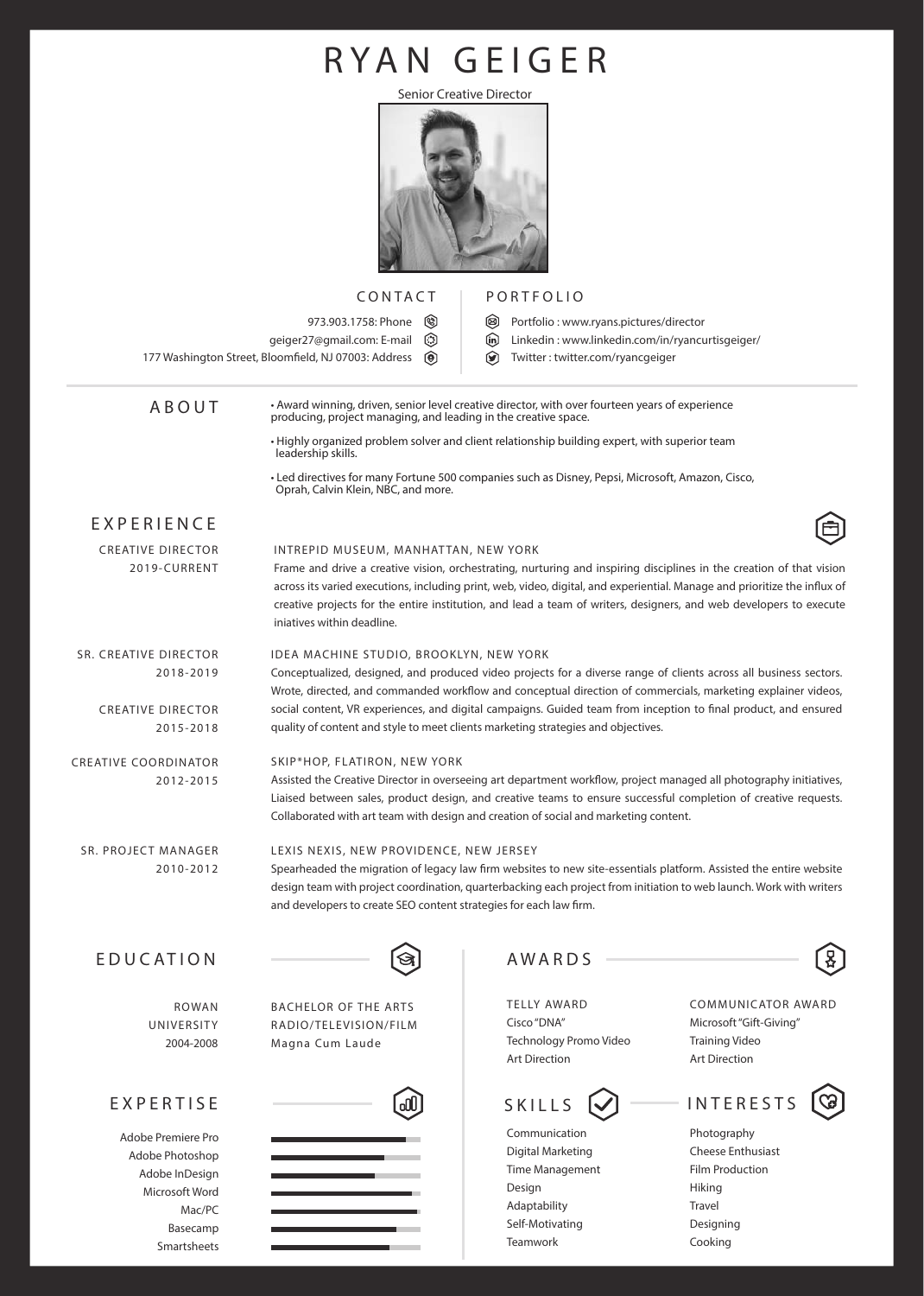# RYAN GEIGER

Senior Creative Director

## CONTACT

973.903.1758: Phone
geiger27@gmail.com: E-mail
177 Washington Street, Bloomfield, NJ 07003: Address

## PORTFOLIO

Portfolio : www.ryans.pictures/director
Linkedin : www.linkedin.com/in/ryancurtisgeiger/
Twitter : twitter.com/ryancgeiger

## ABOUT

- Award winning, driven, senior level creative director, with over fourteen years of experience producing, project managing, and leading in the creative space.
- Highly organized problem solver and client relationship building expert, with superior team leadership skills.
- Led directives for many Fortune 500 companies such as Disney, Pepsi, Microsoft, Amazon, Cisco, Oprah, Calvin Klein, NBC, and more.

## EXPERIENCE

**CREATIVE DIRECTOR**
2019-CURRENT

INTREPID MUSEUM, MANHATTAN, NEW YORK

Frame and drive a creative vision, orchestrating, nurturing and inspiring disciplines in the creation of that vision across its varied executions, including print, web, video, digital, and experiential. Manage and prioritize the influx of creative projects for the entire institution, and lead a team of writers, designers, and web developers to execute iniatives within deadline.

**SR. CREATIVE DIRECTOR**
2018-2019

**CREATIVE DIRECTOR**
2015-2018

IDEA MACHINE STUDIO, BROOKLYN, NEW YORK

Conceptualized, designed, and produced video projects for a diverse range of clients across all business sectors. Wrote, directed, and commanded workflow and conceptual direction of commercials, marketing explainer videos, social content, VR experiences, and digital campaigns. Guided team from inception to final product, and ensured quality of content and style to meet clients marketing strategies and objectives.

**CREATIVE COORDINATOR**
2012-2015

SKIP*HOP, FLATIRON, NEW YORK

Assisted the Creative Director in overseeing art department workflow, project managed all photography initiatives, Liaised between sales, product design, and creative teams to ensure successful completion of creative requests. Collaborated with art team with design and creation of social and marketing content.

**SR. PROJECT MANAGER**
2010-2012

LEXIS NEXIS, NEW PROVIDENCE, NEW JERSEY

Spearheaded the migration of legacy law firm websites to new site-essentials platform. Assisted the entire website design team with project coordination, quarterbacking each project from initiation to web launch. Work with writers and developers to create SEO content strategies for each law firm.

## EDUCATION

ROWAN UNIVERSITY
2004-2008

BACHELOR OF THE ARTS
RADIO/TELEVISION/FILM
Magna Cum Laude

## EXPERTISE

- Adobe Premiere Pro
- Adobe Photoshop
- Adobe InDesign
- Microsoft Word
- Mac/PC
- Basecamp
- Smartsheets

## AWARDS

**TELLY AWARD**
Cisco "DNA"
Technology Promo Video
Art Direction

**COMMUNICATOR AWARD**
Microsoft "Gift-Giving"
Training Video
Art Direction

## SKILLS

- Communication
- Digital Marketing
- Time Management
- Design
- Adaptability
- Self-Motivating
- Teamwork

## INTERESTS

- Photography
- Cheese Enthusiast
- Film Production
- Hiking
- Travel
- Designing
- Cooking